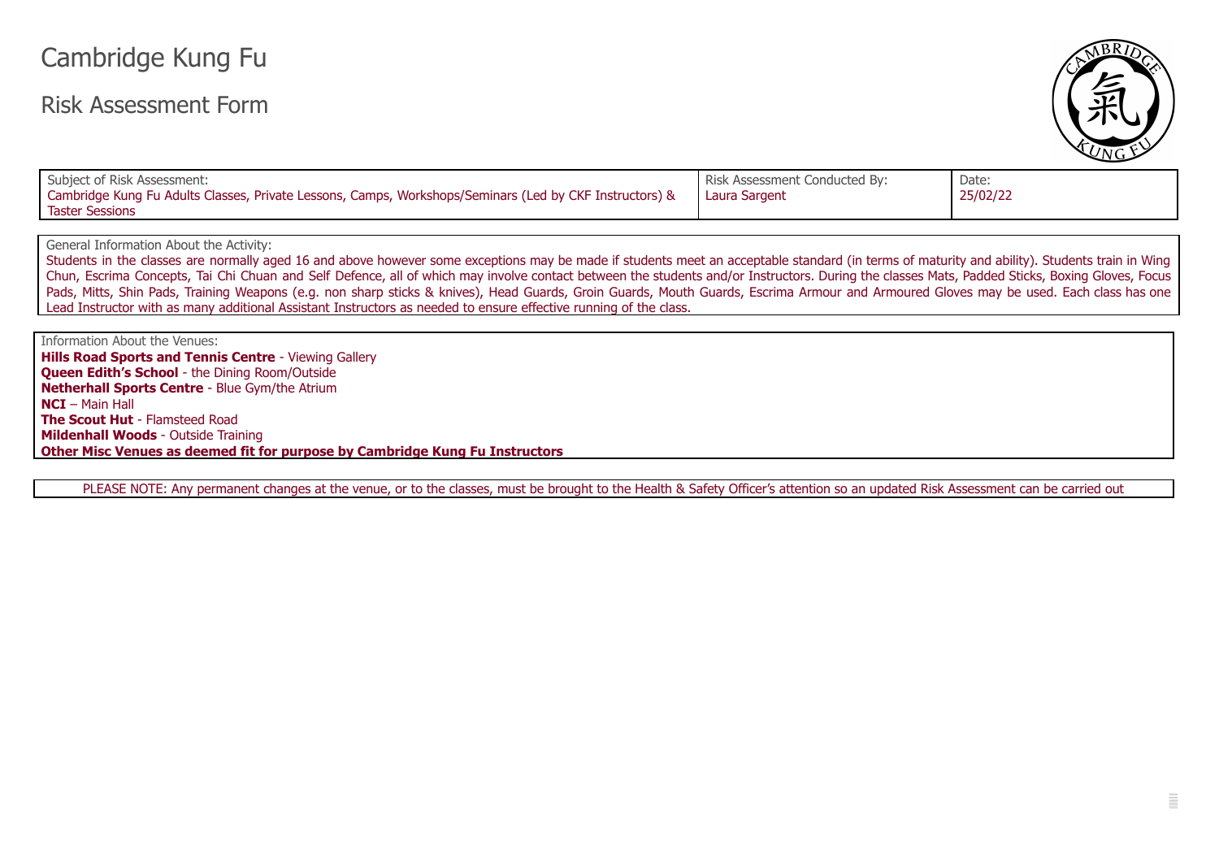# Cambridge Kung Fu

## Risk Assessment Form

| Subject of Risk Assessment: | Risk Assessment Conducted By: | Date: |
|---|---|---|
| Cambridge Kung Fu Adults Classes, Private Lessons, Camps, Workshops/Seminars (Led by CKF Instructors) & Taster Sessions | Laura Sargent | 25/02/22 |

General Information About the Activity:

Students in the classes are normally aged 16 and above however some exceptions may be made if students meet an acceptable standard (in terms of maturity and ability). Students train in Wing Chun, Escrima Concepts, Tai Chi Chuan and Self Defence, all of which may involve contact between the students and/or Instructors. During the classes Mats, Padded Sticks, Boxing Gloves, Focus Pads, Mitts, Shin Pads, Training Weapons (e.g. non sharp sticks & knives), Head Guards, Groin Guards, Mouth Guards, Escrima Armour and Armoured Gloves may be used. Each class has one Lead Instructor with as many additional Assistant Instructors as needed to ensure effective running of the class.

Information About the Venues:

**Hills Road Sports and Tennis Centre** - Viewing Gallery
**Queen Edith's School** - the Dining Room/Outside
**Netherhall Sports Centre** - Blue Gym/the Atrium
**NCI** – Main Hall
**The Scout Hut** - Flamsteed Road
**Mildenhall Woods** - Outside Training
**Other Misc Venues as deemed fit for purpose by Cambridge Kung Fu Instructors**

PLEASE NOTE: Any permanent changes at the venue, or to the classes, must be brought to the Health & Safety Officer's attention so an updated Risk Assessment can be carried out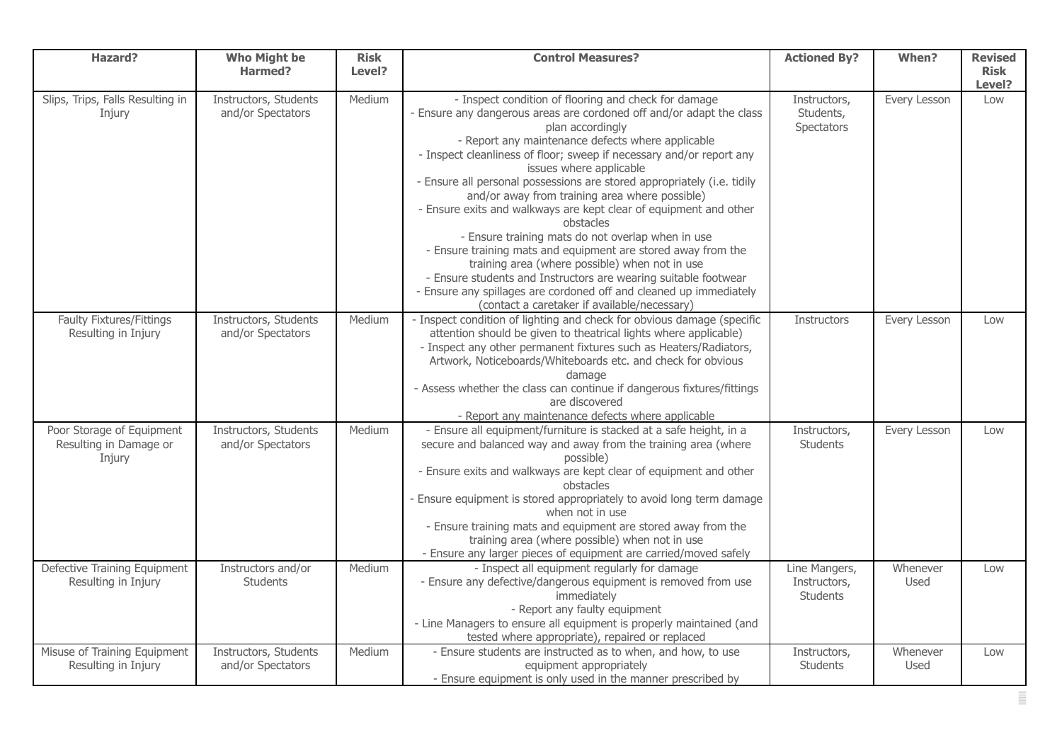| Hazard? | Who Might be Harmed? | Risk Level? | Control Measures? | Actioned By? | When? | Revised Risk Level? |
|---|---|---|---|---|---|---|
| Slips, Trips, Falls Resulting in Injury | Instructors, Students and/or Spectators | Medium | - Inspect condition of flooring and check for damage<br>- Ensure any dangerous areas are cordoned off and/or adapt the class plan accordingly<br>- Report any maintenance defects where applicable<br>- Inspect cleanliness of floor; sweep if necessary and/or report any issues where applicable<br>- Ensure all personal possessions are stored appropriately (i.e. tidily and/or away from training area where possible)<br>- Ensure exits and walkways are kept clear of equipment and other obstacles<br>- Ensure training mats do not overlap when in use<br>- Ensure training mats and equipment are stored away from the training area (where possible) when not in use<br>- Ensure students and Instructors are wearing suitable footwear<br>- Ensure any spillages are cordoned off and cleaned up immediately (contact a caretaker if available/necessary) | Instructors, Students, Spectators | Every Lesson | Low |
| Faulty Fixtures/Fittings Resulting in Injury | Instructors, Students and/or Spectators | Medium | - Inspect condition of lighting and check for obvious damage (specific attention should be given to theatrical lights where applicable)<br>- Inspect any other permanent fixtures such as Heaters/Radiators, Artwork, Noticeboards/Whiteboards etc. and check for obvious damage<br>- Assess whether the class can continue if dangerous fixtures/fittings are discovered<br>- Report any maintenance defects where applicable | Instructors | Every Lesson | Low |
| Poor Storage of Equipment Resulting in Damage or Injury | Instructors, Students and/or Spectators | Medium | - Ensure all equipment/furniture is stacked at a safe height, in a secure and balanced way and away from the training area (where possible)<br>- Ensure exits and walkways are kept clear of equipment and other obstacles<br>- Ensure equipment is stored appropriately to avoid long term damage when not in use<br>- Ensure training mats and equipment are stored away from the training area (where possible) when not in use<br>- Ensure any larger pieces of equipment are carried/moved safely | Instructors, Students | Every Lesson | Low |
| Defective Training Equipment Resulting in Injury | Instructors and/or Students | Medium | - Inspect all equipment regularly for damage<br>- Ensure any defective/dangerous equipment is removed from use immediately<br>- Report any faulty equipment<br>- Line Managers to ensure all equipment is properly maintained (and tested where appropriate), repaired or replaced | Line Mangers, Instructors, Students | Whenever Used | Low |
| Misuse of Training Equipment Resulting in Injury | Instructors, Students and/or Spectators | Medium | - Ensure students are instructed as to when, and how, to use equipment appropriately<br>- Ensure equipment is only used in the manner prescribed by | Instructors, Students | Whenever Used | Low |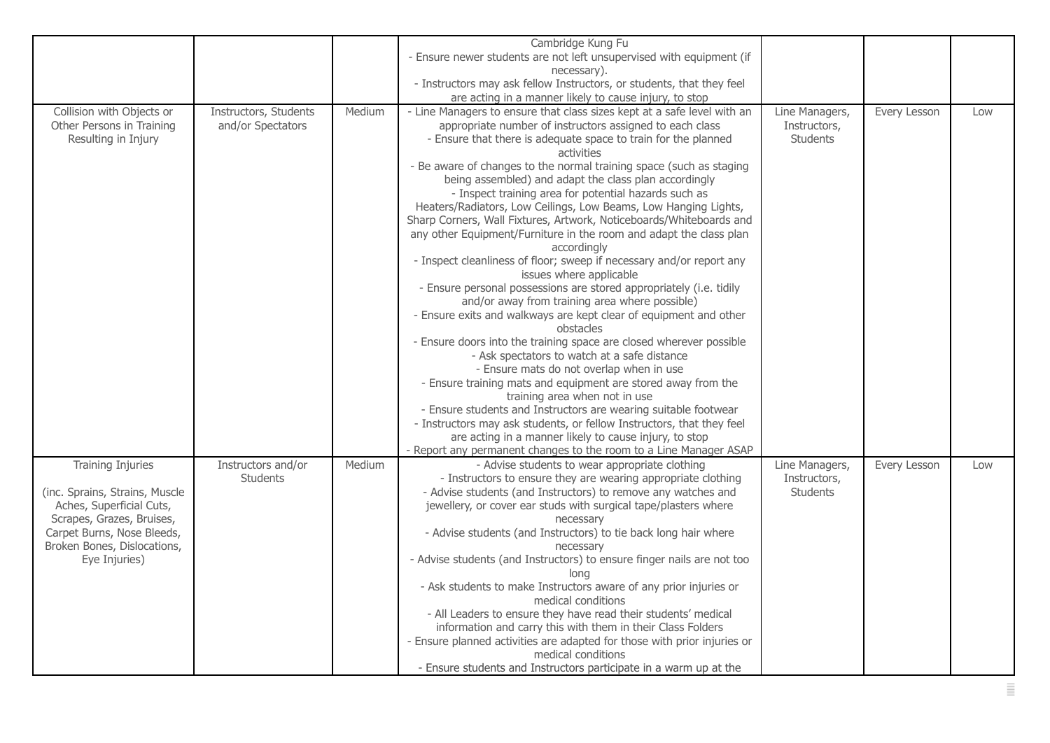| | | | | | | |
|---|---|---|---|---|---|---|
| | | | Cambridge Kung Fu<br>- Ensure newer students are not left unsupervised with equipment (if necessary).<br>- Instructors may ask fellow Instructors, or students, that they feel are acting in a manner likely to cause injury, to stop | | | |
| Collision with Objects or Other Persons in Training Resulting in Injury | Instructors, Students and/or Spectators | Medium | - Line Managers to ensure that class sizes kept at a safe level with an appropriate number of instructors assigned to each class<br>- Ensure that there is adequate space to train for the planned activities<br>- Be aware of changes to the normal training space (such as staging being assembled) and adapt the class plan accordingly<br>- Inspect training area for potential hazards such as Heaters/Radiators, Low Ceilings, Low Beams, Low Hanging Lights, Sharp Corners, Wall Fixtures, Artwork, Noticeboards/Whiteboards and any other Equipment/Furniture in the room and adapt the class plan accordingly<br>- Inspect cleanliness of floor; sweep if necessary and/or report any issues where applicable<br>- Ensure personal possessions are stored appropriately (i.e. tidily and/or away from training area where possible)<br>- Ensure exits and walkways are kept clear of equipment and other obstacles<br>- Ensure doors into the training space are closed wherever possible<br>- Ask spectators to watch at a safe distance<br>- Ensure mats do not overlap when in use<br>- Ensure training mats and equipment are stored away from the training area when not in use<br>- Ensure students and Instructors are wearing suitable footwear<br>- Instructors may ask students, or fellow Instructors, that they feel are acting in a manner likely to cause injury, to stop<br>- Report any permanent changes to the room to a Line Manager ASAP | Line Managers, Instructors, Students | Every Lesson | Low |
| Training Injuries<br><br>(inc. Sprains, Strains, Muscle Aches, Superficial Cuts, Scrapes, Grazes, Bruises, Carpet Burns, Nose Bleeds, Broken Bones, Dislocations, Eye Injuries) | Instructors and/or Students | Medium | - Advise students to wear appropriate clothing<br>- Instructors to ensure they are wearing appropriate clothing<br>- Advise students (and Instructors) to remove any watches and jewellery, or cover ear studs with surgical tape/plasters where necessary<br>- Advise students (and Instructors) to tie back long hair where necessary<br>- Advise students (and Instructors) to ensure finger nails are not too long<br>- Ask students to make Instructors aware of any prior injuries or medical conditions<br>- All Leaders to ensure they have read their students' medical information and carry this with them in their Class Folders<br>- Ensure planned activities are adapted for those with prior injuries or medical conditions<br>- Ensure students and Instructors participate in a warm up at the | Line Managers, Instructors, Students | Every Lesson | Low |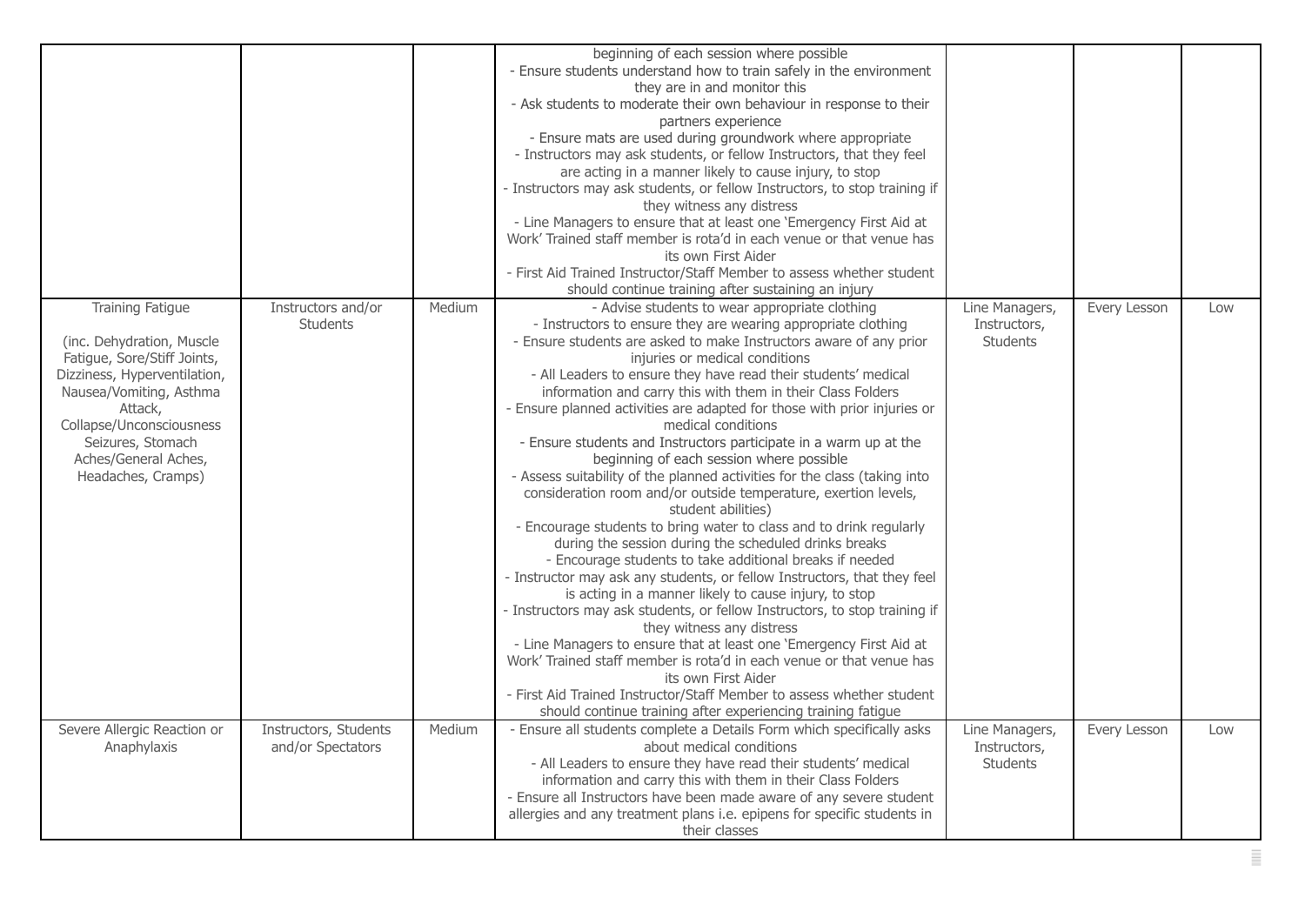| | | | | | | |
|---|---|---|---|---|---|---|
| | | | beginning of each session where possible<br>- Ensure students understand how to train safely in the environment they are in and monitor this<br>- Ask students to moderate their own behaviour in response to their partners experience<br>- Ensure mats are used during groundwork where appropriate<br>- Instructors may ask students, or fellow Instructors, that they feel are acting in a manner likely to cause injury, to stop<br>- Instructors may ask students, or fellow Instructors, to stop training if they witness any distress<br>- Line Managers to ensure that at least one 'Emergency First Aid at Work' Trained staff member is rota'd in each venue or that venue has its own First Aider<br>- First Aid Trained Instructor/Staff Member to assess whether student should continue training after sustaining an injury | | | |
| Training Fatigue<br><br>(inc. Dehydration, Muscle Fatigue, Sore/Stiff Joints, Dizziness, Hyperventilation, Nausea/Vomiting, Asthma Attack, Collapse/Unconsciousness Seizures, Stomach Aches/General Aches, Headaches, Cramps) | Instructors and/or Students | Medium | - Advise students to wear appropriate clothing<br>- Instructors to ensure they are wearing appropriate clothing<br>- Ensure students are asked to make Instructors aware of any prior injuries or medical conditions<br>- All Leaders to ensure they have read their students' medical information and carry this with them in their Class Folders<br>- Ensure planned activities are adapted for those with prior injuries or medical conditions<br>- Ensure students and Instructors participate in a warm up at the beginning of each session where possible<br>- Assess suitability of the planned activities for the class (taking into consideration room and/or outside temperature, exertion levels, student abilities)<br>- Encourage students to bring water to class and to drink regularly during the session during the scheduled drinks breaks<br>- Encourage students to take additional breaks if needed<br>- Instructor may ask any students, or fellow Instructors, that they feel is acting in a manner likely to cause injury, to stop<br>- Instructors may ask students, or fellow Instructors, to stop training if they witness any distress<br>- Line Managers to ensure that at least one 'Emergency First Aid at Work' Trained staff member is rota'd in each venue or that venue has its own First Aider<br>- First Aid Trained Instructor/Staff Member to assess whether student should continue training after experiencing training fatigue | Line Managers, Instructors, Students | Every Lesson | Low |
| Severe Allergic Reaction or Anaphylaxis | Instructors, Students and/or Spectators | Medium | - Ensure all students complete a Details Form which specifically asks about medical conditions<br>- All Leaders to ensure they have read their students' medical information and carry this with them in their Class Folders<br>- Ensure all Instructors have been made aware of any severe student allergies and any treatment plans i.e. epipens for specific students in their classes | Line Managers, Instructors, Students | Every Lesson | Low |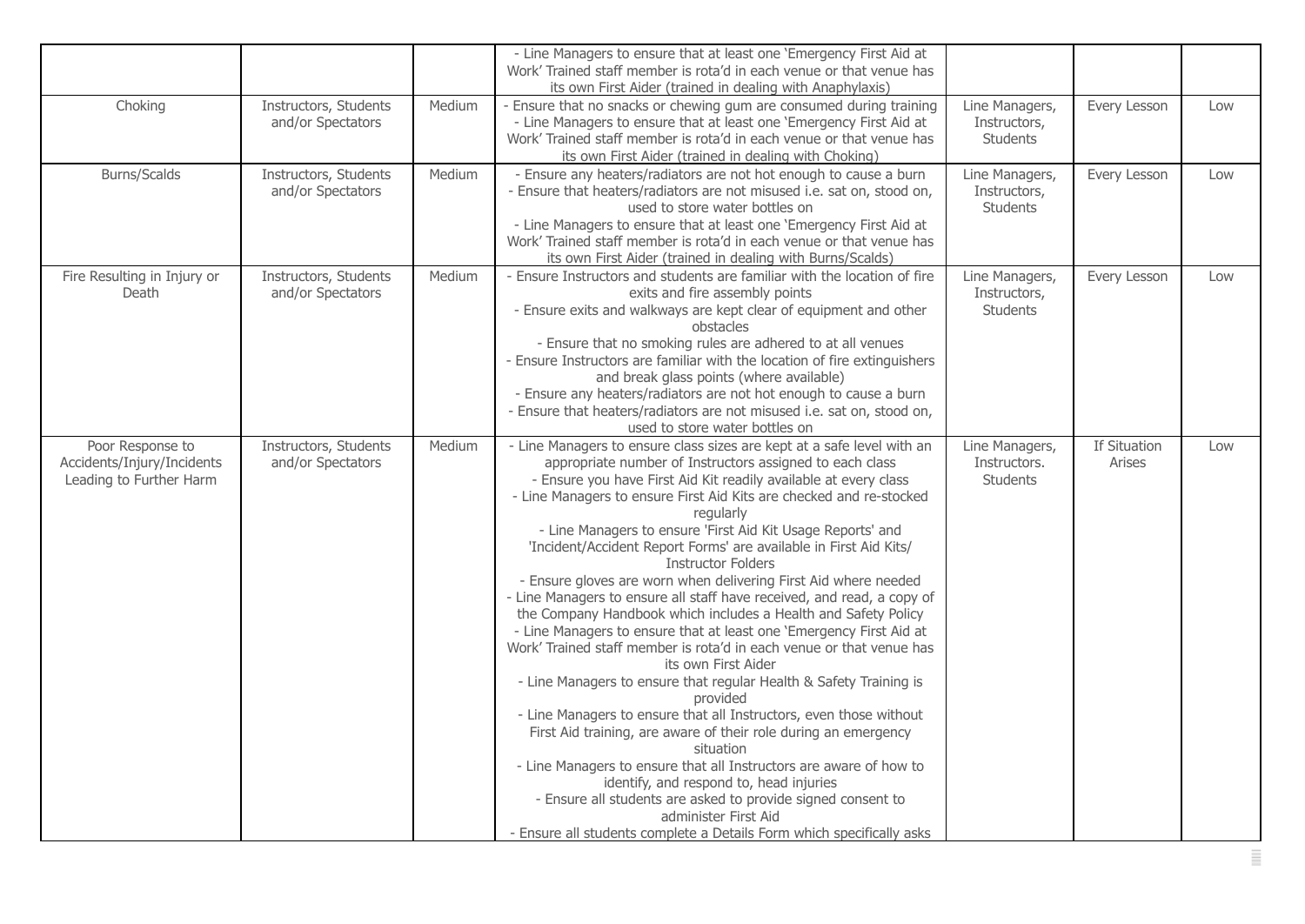| | | | | | | |
|---|---|---|---|---|---|---|
| | | | - Line Managers to ensure that at least one 'Emergency First Aid at Work' Trained staff member is rota'd in each venue or that venue has its own First Aider (trained in dealing with Anaphylaxis) | | | |
| Choking | Instructors, Students and/or Spectators | Medium | - Ensure that no snacks or chewing gum are consumed during training<br>- Line Managers to ensure that at least one 'Emergency First Aid at Work' Trained staff member is rota'd in each venue or that venue has its own First Aider (trained in dealing with Choking) | Line Managers, Instructors, Students | Every Lesson | Low |
| Burns/Scalds | Instructors, Students and/or Spectators | Medium | - Ensure any heaters/radiators are not hot enough to cause a burn<br>- Ensure that heaters/radiators are not misused i.e. sat on, stood on, used to store water bottles on<br>- Line Managers to ensure that at least one 'Emergency First Aid at Work' Trained staff member is rota'd in each venue or that venue has its own First Aider (trained in dealing with Burns/Scalds) | Line Managers, Instructors, Students | Every Lesson | Low |
| Fire Resulting in Injury or Death | Instructors, Students and/or Spectators | Medium | - Ensure Instructors and students are familiar with the location of fire exits and fire assembly points<br>- Ensure exits and walkways are kept clear of equipment and other obstacles<br>- Ensure that no smoking rules are adhered to at all venues<br>- Ensure Instructors are familiar with the location of fire extinguishers and break glass points (where available)<br>- Ensure any heaters/radiators are not hot enough to cause a burn<br>- Ensure that heaters/radiators are not misused i.e. sat on, stood on, used to store water bottles on | Line Managers, Instructors, Students | Every Lesson | Low |
| Poor Response to Accidents/Injury/Incidents Leading to Further Harm | Instructors, Students and/or Spectators | Medium | - Line Managers to ensure class sizes are kept at a safe level with an appropriate number of Instructors assigned to each class<br>- Ensure you have First Aid Kit readily available at every class<br>- Line Managers to ensure First Aid Kits are checked and re-stocked regularly<br>- Line Managers to ensure 'First Aid Kit Usage Reports' and 'Incident/Accident Report Forms' are available in First Aid Kits/ Instructor Folders<br>- Ensure gloves are worn when delivering First Aid where needed<br>- Line Managers to ensure all staff have received, and read, a copy of the Company Handbook which includes a Health and Safety Policy<br>- Line Managers to ensure that at least one 'Emergency First Aid at Work' Trained staff member is rota'd in each venue or that venue has its own First Aider<br>- Line Managers to ensure that regular Health & Safety Training is provided<br>- Line Managers to ensure that all Instructors, even those without First Aid training, are aware of their role during an emergency situation<br>- Line Managers to ensure that all Instructors are aware of how to identify, and respond to, head injuries<br>- Ensure all students are asked to provide signed consent to administer First Aid<br>- Ensure all students complete a Details Form which specifically asks | Line Managers, Instructors. Students | If Situation Arises | Low |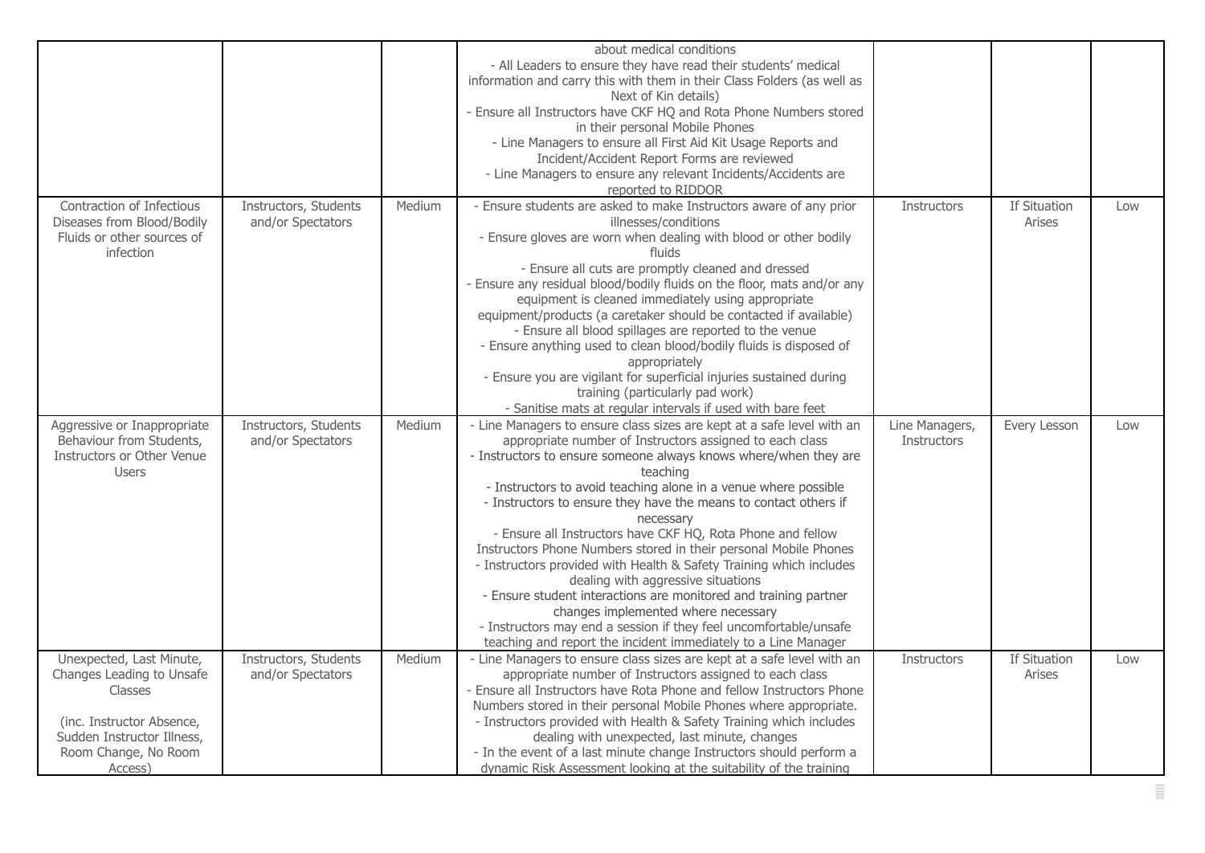| | | | | | | |
|---|---|---|---|---|---|---|
| | | | about medical conditions<br>- All Leaders to ensure they have read their students' medical information and carry this with them in their Class Folders (as well as Next of Kin details)<br>- Ensure all Instructors have CKF HQ and Rota Phone Numbers stored in their personal Mobile Phones<br>- Line Managers to ensure all First Aid Kit Usage Reports and Incident/Accident Report Forms are reviewed<br>- Line Managers to ensure any relevant Incidents/Accidents are reported to RIDDOR | | | |
| Contraction of Infectious Diseases from Blood/Bodily Fluids or other sources of infection | Instructors, Students and/or Spectators | Medium | - Ensure students are asked to make Instructors aware of any prior illnesses/conditions<br>- Ensure gloves are worn when dealing with blood or other bodily fluids<br>- Ensure all cuts are promptly cleaned and dressed<br>- Ensure any residual blood/bodily fluids on the floor, mats and/or any equipment is cleaned immediately using appropriate equipment/products (a caretaker should be contacted if available)<br>- Ensure all blood spillages are reported to the venue<br>- Ensure anything used to clean blood/bodily fluids is disposed of appropriately<br>- Ensure you are vigilant for superficial injuries sustained during training (particularly pad work)<br>- Sanitise mats at regular intervals if used with bare feet | Instructors | If Situation Arises | Low |
| Aggressive or Inappropriate Behaviour from Students, Instructors or Other Venue Users | Instructors, Students and/or Spectators | Medium | - Line Managers to ensure class sizes are kept at a safe level with an appropriate number of Instructors assigned to each class<br>- Instructors to ensure someone always knows where/when they are teaching<br>- Instructors to avoid teaching alone in a venue where possible<br>- Instructors to ensure they have the means to contact others if necessary<br>- Ensure all Instructors have CKF HQ, Rota Phone and fellow Instructors Phone Numbers stored in their personal Mobile Phones<br>- Instructors provided with Health & Safety Training which includes dealing with aggressive situations<br>- Ensure student interactions are monitored and training partner changes implemented where necessary<br>- Instructors may end a session if they feel uncomfortable/unsafe teaching and report the incident immediately to a Line Manager | Line Managers, Instructors | Every Lesson | Low |
| Unexpected, Last Minute, Changes Leading to Unsafe Classes<br><br>(inc. Instructor Absence, Sudden Instructor Illness, Room Change, No Room Access) | Instructors, Students and/or Spectators | Medium | - Line Managers to ensure class sizes are kept at a safe level with an appropriate number of Instructors assigned to each class<br>- Ensure all Instructors have Rota Phone and fellow Instructors Phone Numbers stored in their personal Mobile Phones where appropriate.<br>- Instructors provided with Health & Safety Training which includes dealing with unexpected, last minute, changes<br>- In the event of a last minute change Instructors should perform a dynamic Risk Assessment looking at the suitability of the training | Instructors | If Situation Arises | Low |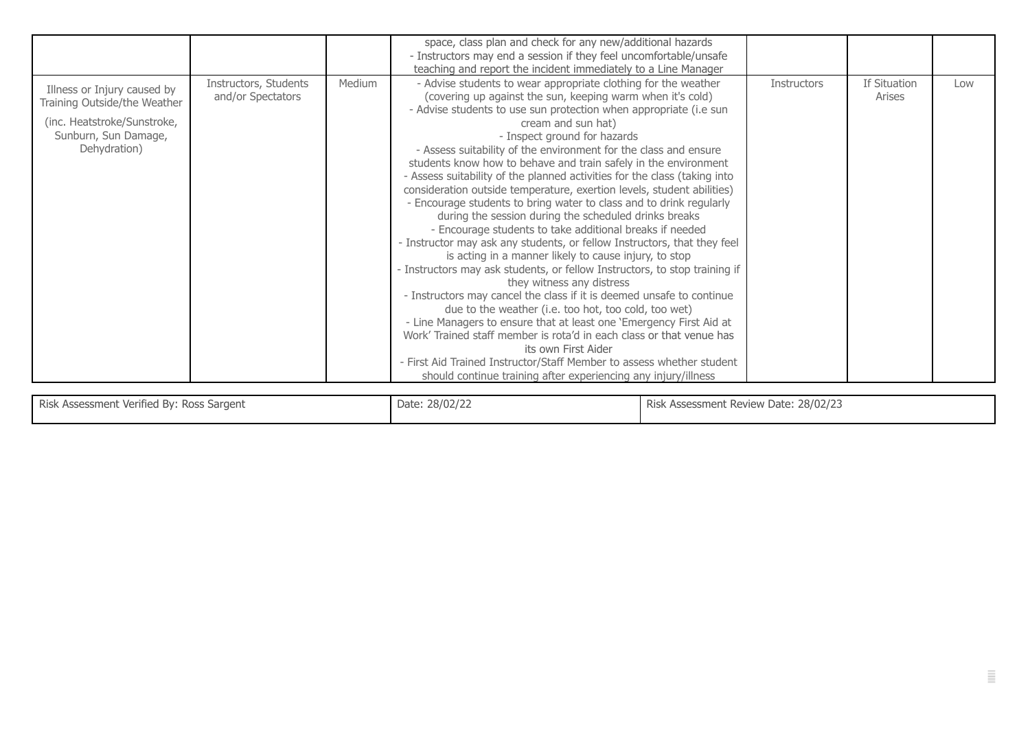| | | | | | | |
|---|---|---|---|---|---|---|
| | | | space, class plan and check for any new/additional hazards<br>- Instructors may end a session if they feel uncomfortable/unsafe teaching and report the incident immediately to a Line Manager | | | |
| Illness or Injury caused by Training Outside/the Weather<br><br>(inc. Heatstroke/Sunstroke, Sunburn, Sun Damage, Dehydration) | Instructors, Students and/or Spectators | Medium | - Advise students to wear appropriate clothing for the weather (covering up against the sun, keeping warm when it's cold)<br>- Advise students to use sun protection when appropriate (i.e sun cream and sun hat)<br>- Inspect ground for hazards<br>- Assess suitability of the environment for the class and ensure students know how to behave and train safely in the environment<br>- Assess suitability of the planned activities for the class (taking into consideration outside temperature, exertion levels, student abilities)<br>- Encourage students to bring water to class and to drink regularly during the session during the scheduled drinks breaks<br>- Encourage students to take additional breaks if needed<br>- Instructor may ask any students, or fellow Instructors, that they feel is acting in a manner likely to cause injury, to stop<br>- Instructors may ask students, or fellow Instructors, to stop training if they witness any distress<br>- Instructors may cancel the class if it is deemed unsafe to continue due to the weather (i.e. too hot, too cold, too wet)<br>- Line Managers to ensure that at least one 'Emergency First Aid at Work' Trained staff member is rota'd in each class or that venue has its own First Aider<br>- First Aid Trained Instructor/Staff Member to assess whether student should continue training after experiencing any injury/illness | Instructors | If Situation Arises | Low |

| | | |
|---|---|---|
| Risk Assessment Verified By: Ross Sargent | Date: 28/02/22 | Risk Assessment Review Date: 28/02/23 |